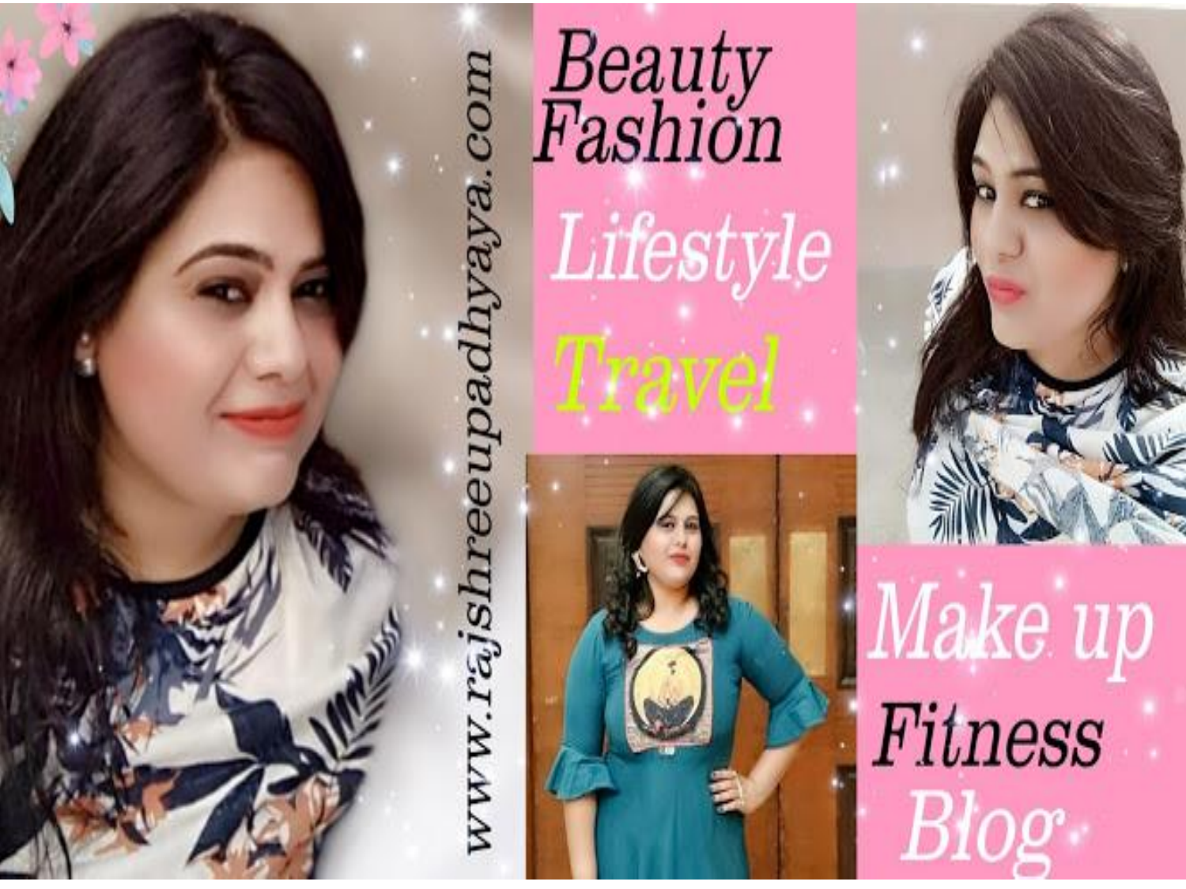www.rajshreeupadhyaya.com

Beauty
Fashion

Lifestyle

Travel

Make up

Fitness

Blog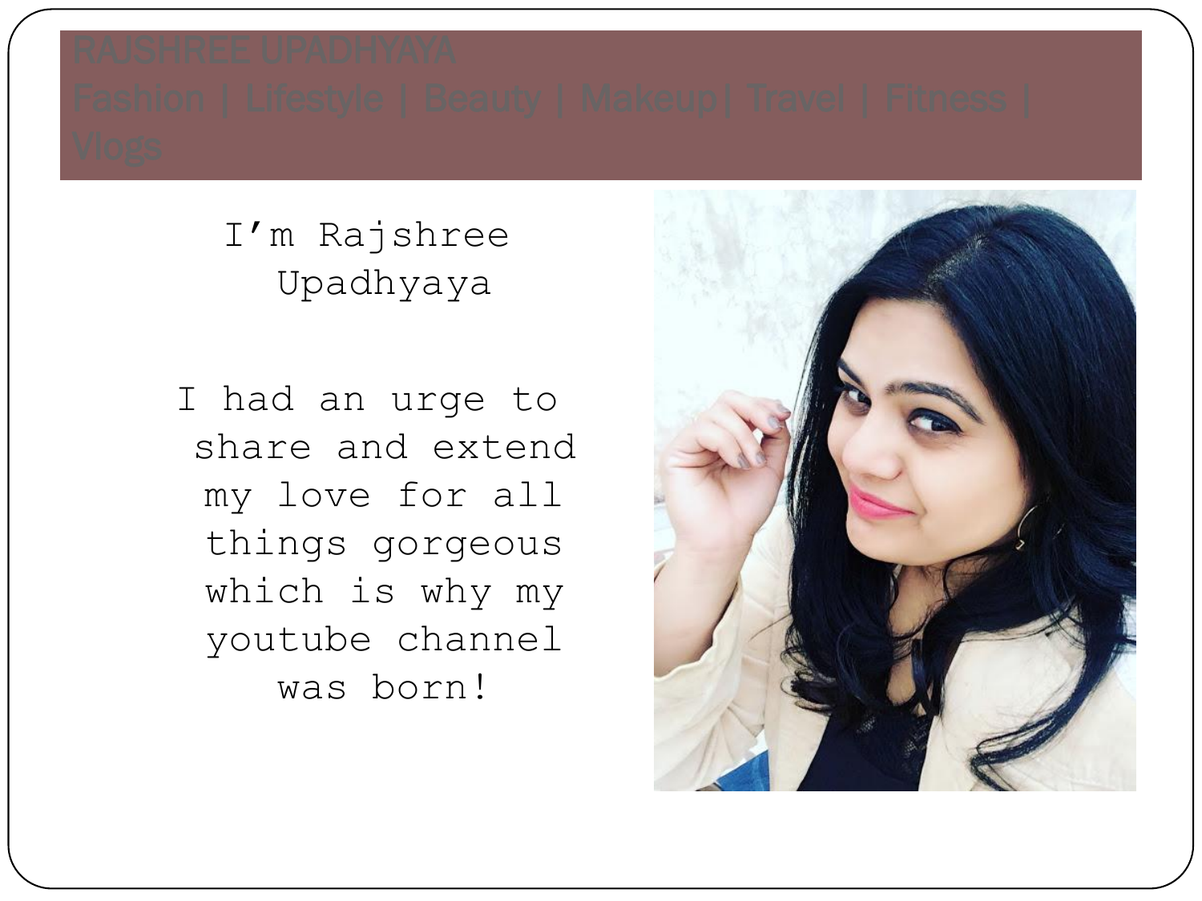RAJSHREE UPADHYAYA

Fashion | Lifestyle | Beauty | Makeup| Travel | Fitness | Vlogs

I'm Rajshree Upadhyaya

I had an urge to share and extend my love for all things gorgeous which is why my youtube channel was born!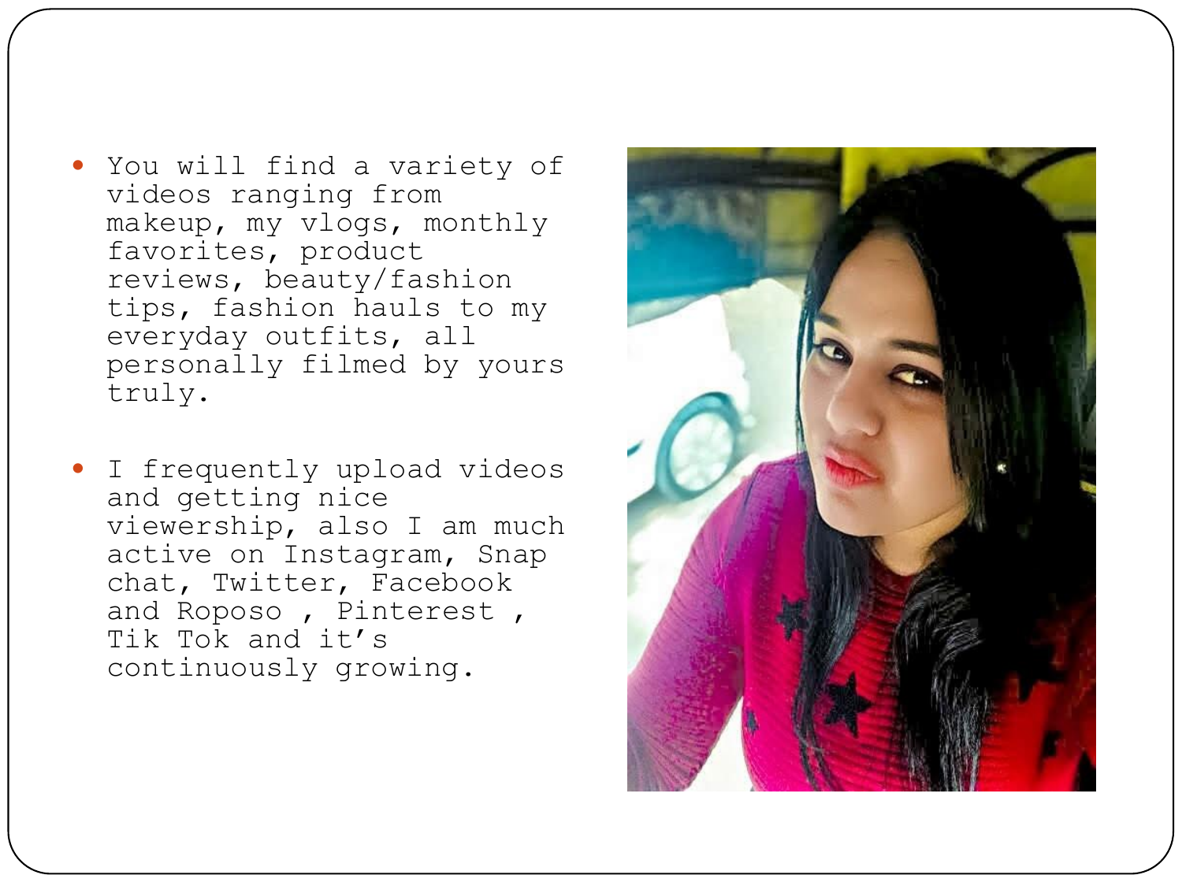- You will find a variety of videos ranging from makeup, my vlogs, monthly favorites, product reviews, beauty/fashion tips, fashion hauls to my everyday outfits, all personally filmed by yours truly.

- I frequently upload videos and getting nice viewership, also I am much active on Instagram, Snap chat, Twitter, Facebook and Roposo , Pinterest , Tik Tok and it's continuously growing.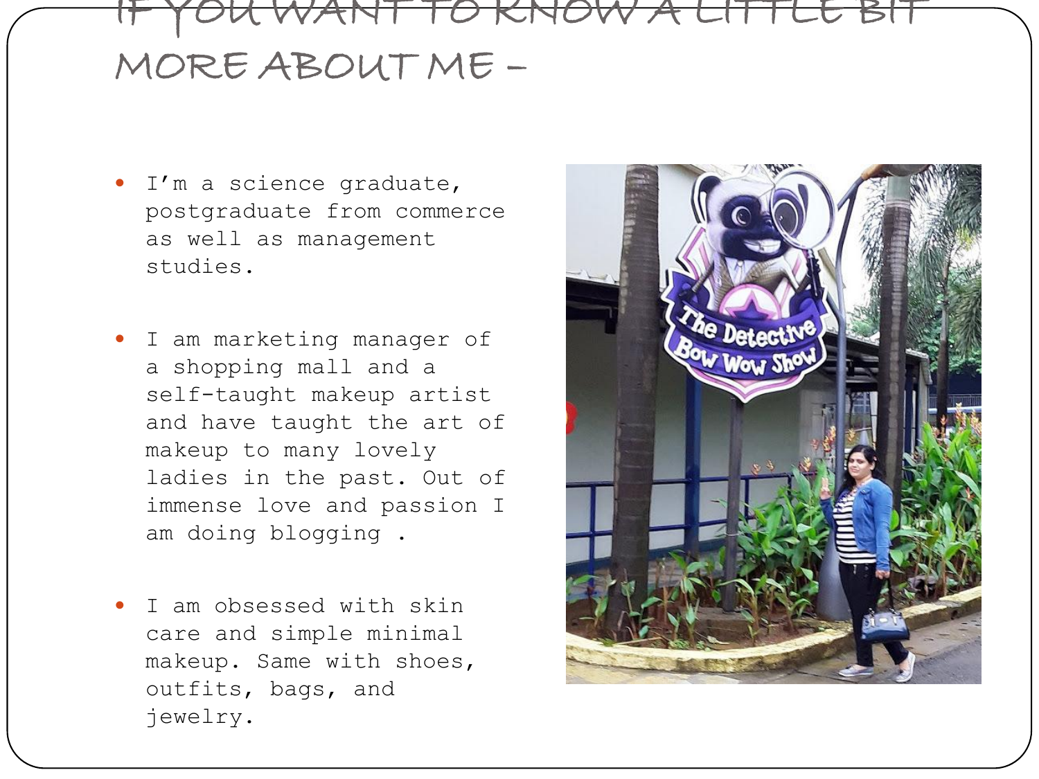# IF YOU WANT TO KNOW A LITTLE BIT MORE ABOUT ME –

- I'm a science graduate, postgraduate from commerce as well as management studies.

- I am marketing manager of a shopping mall and a self-taught makeup artist and have taught the art of makeup to many lovely ladies in the past. Out of immense love and passion I am doing blogging .

- I am obsessed with skin care and simple minimal makeup. Same with shoes, outfits, bags, and jewelry.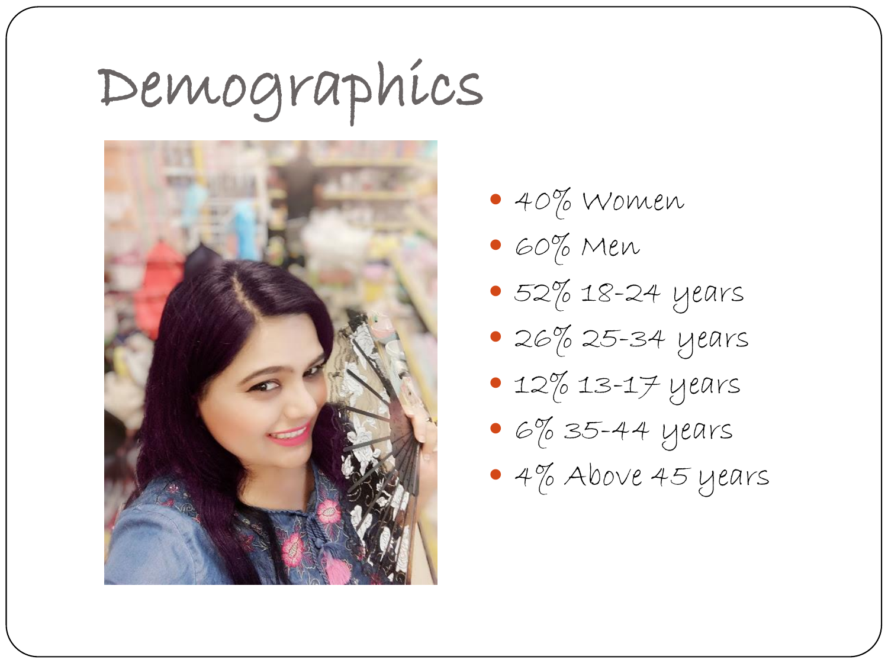# Demographics

- 40% Women
- 60% Men
- 52% 18-24 years
- 26% 25-34 years
- 12% 13-17 years
- 6% 35-44 years
- 4% Above 45 years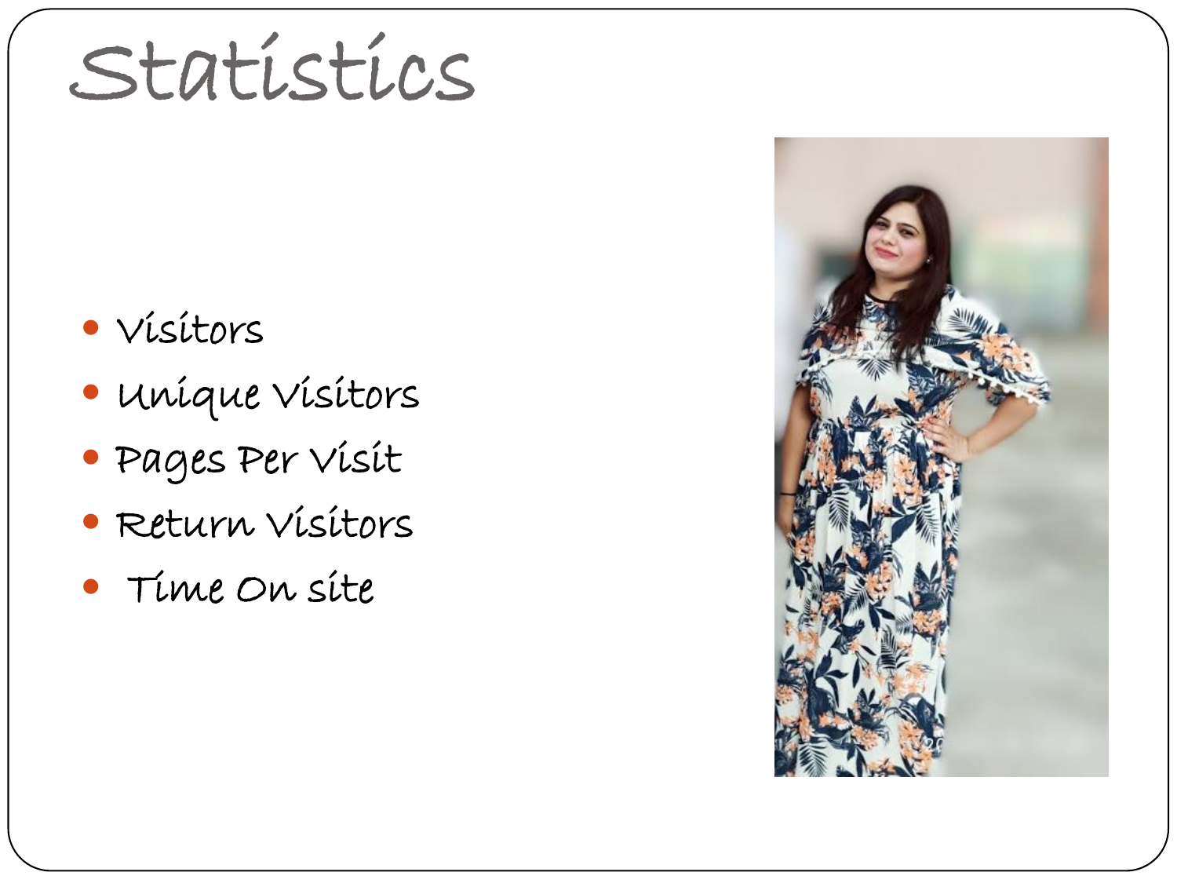# Statistics

- Visitors
- Unique Visitors
- Pages Per Visit
- Return Visitors
- Time On site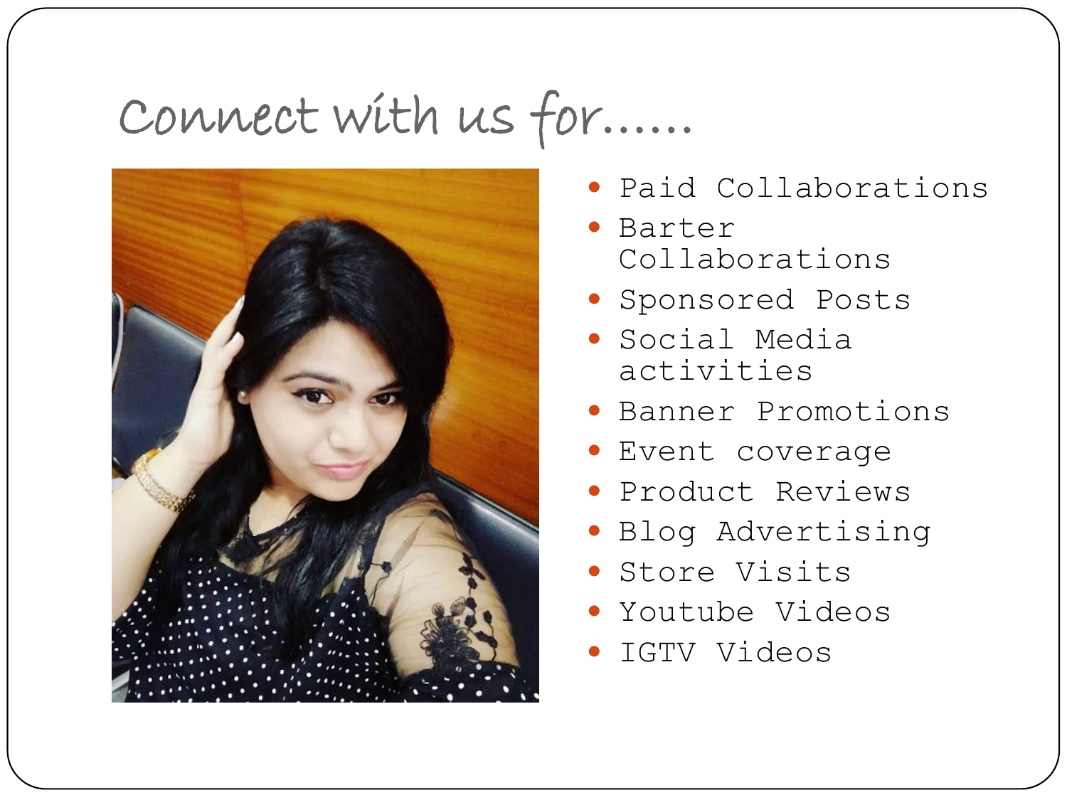# Connect with us for......

- Paid Collaborations
- Barter Collaborations
- Sponsored Posts
- Social Media activities
- Banner Promotions
- Event coverage
- Product Reviews
- Blog Advertising
- Store Visits
- Youtube Videos
- IGTV Videos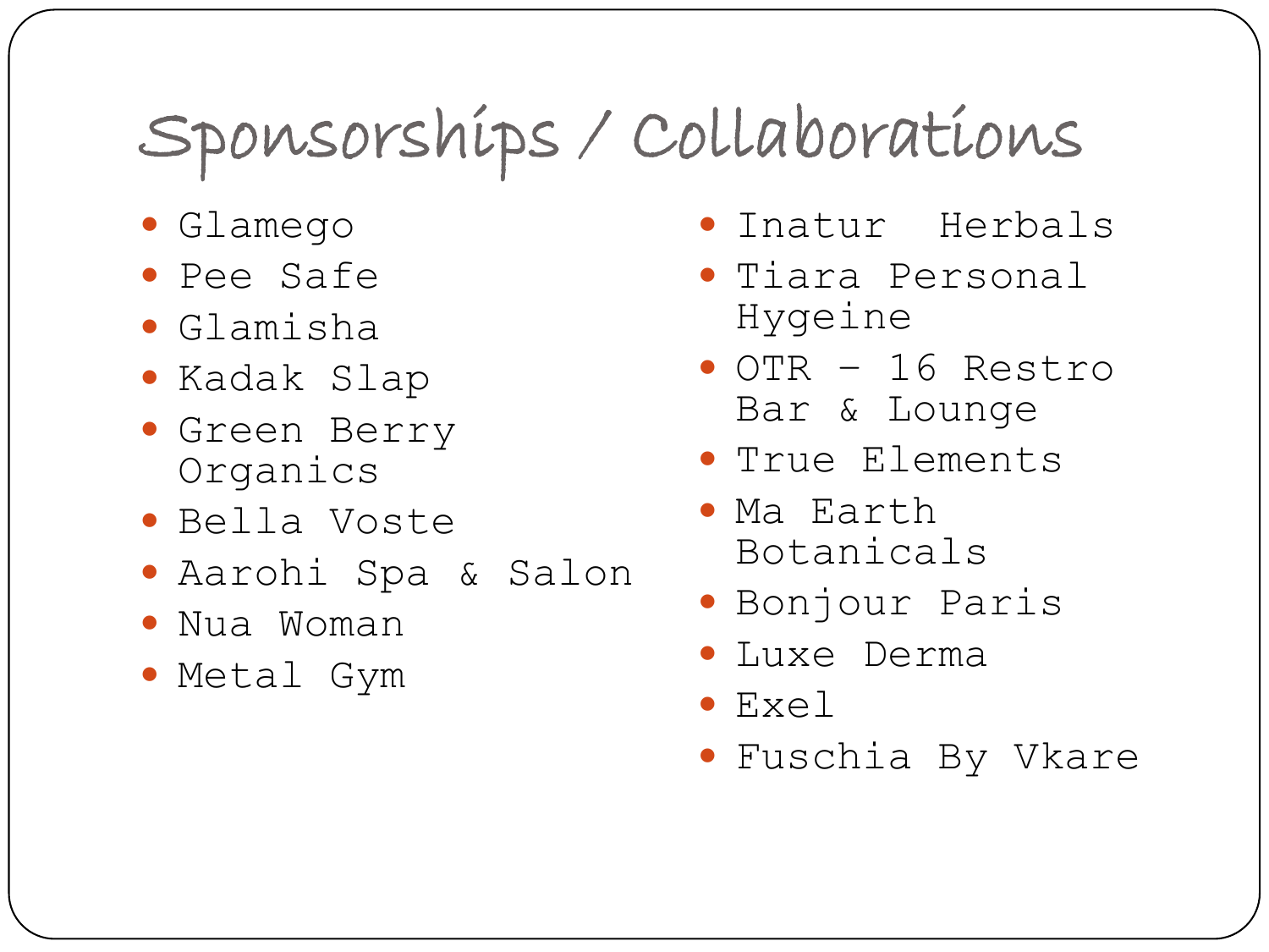# Sponsorships / Collaborations

- Glamego
- Pee Safe
- Glamisha
- Kadak Slap
- Green Berry Organics
- Bella Voste
- Aarohi Spa & Salon
- Nua Woman
- Metal Gym
- Inatur Herbals
- Tiara Personal Hygeine
- OTR – 16 Restro Bar & Lounge
- True Elements
- Ma Earth Botanicals
- Bonjour Paris
- Luxe Derma
- Exel
- Fuschia By Vkare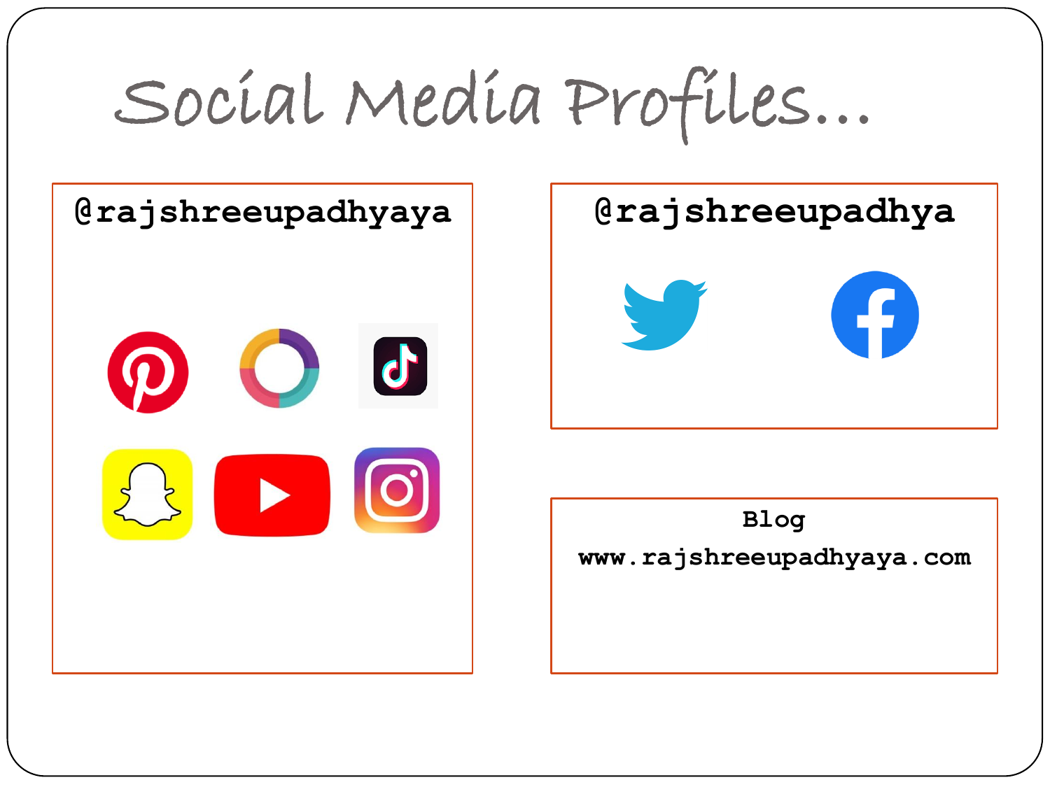# Social Media Profiles...

**@rajshreeupadhyaya**

**@rajshreeupadhya**

**Blog**

**www.rajshreeupadhyaya.com**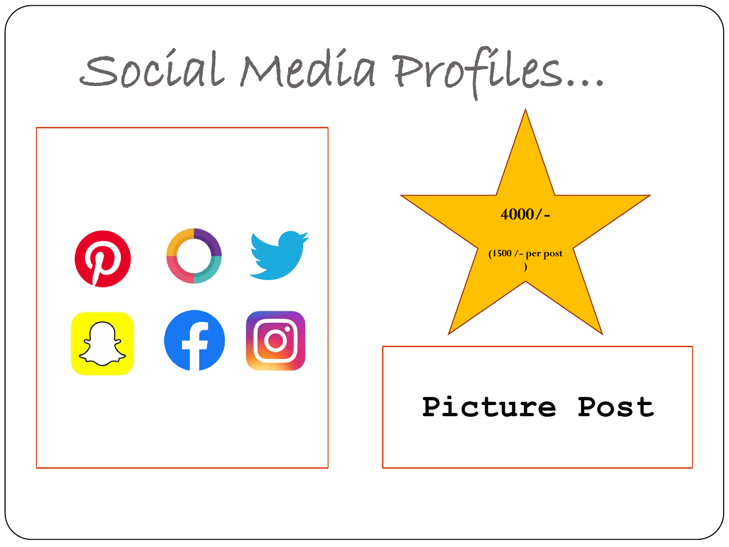# Social Media Profiles...

4000/-

(1500 /- per post )

**Picture Post**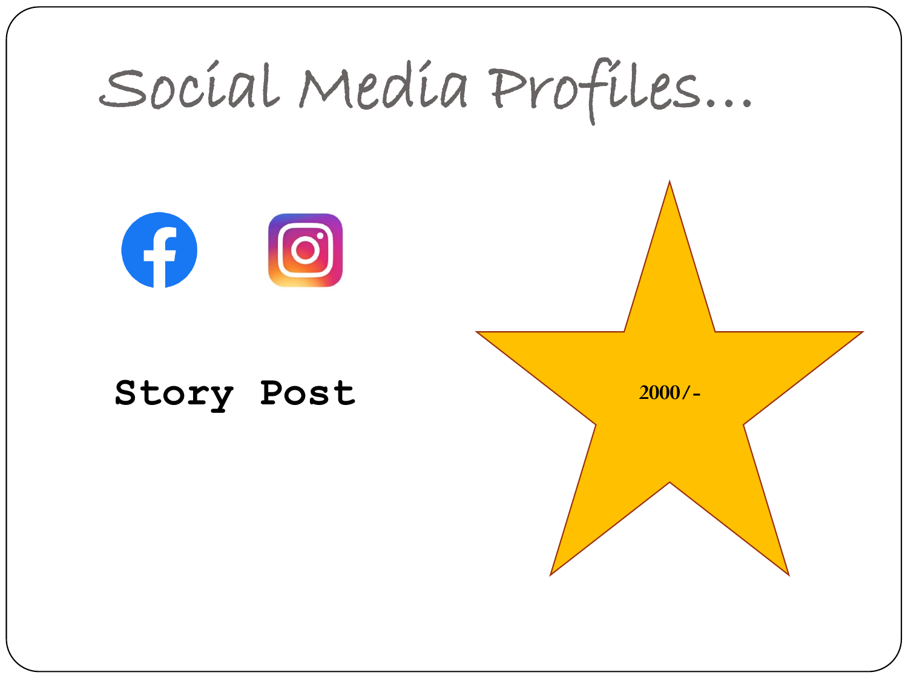# Social Media Profiles…

**Story Post**

**2000/-**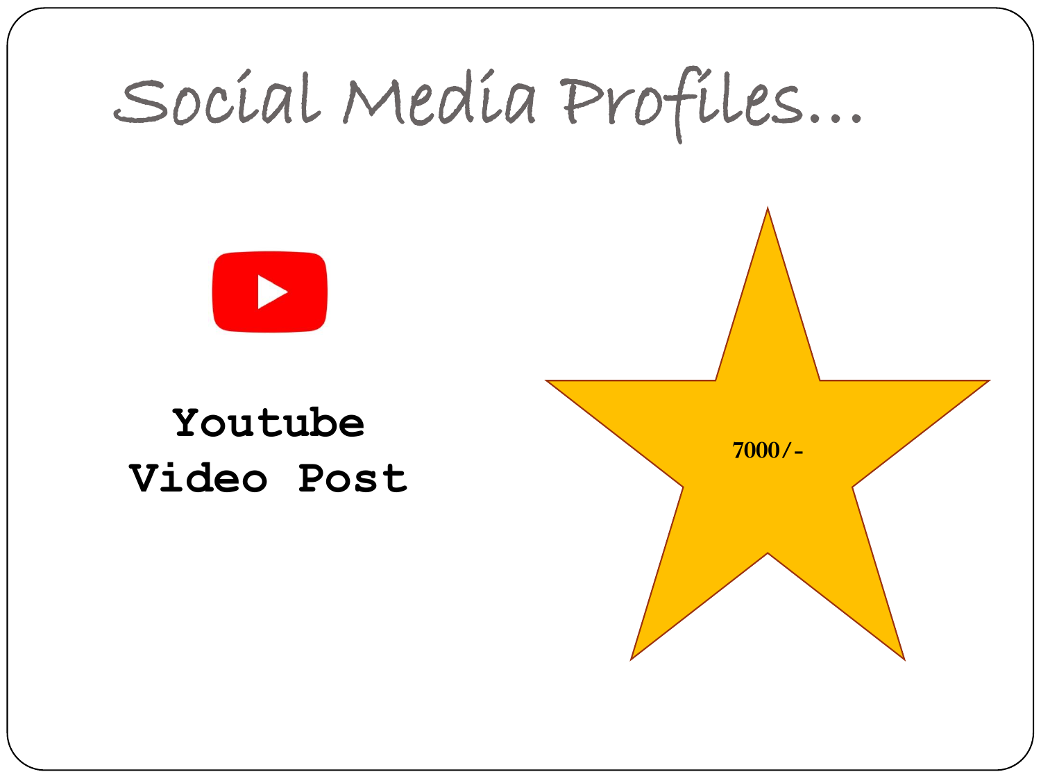# Social Media Profiles…

**Youtube Video Post**

**7000/-**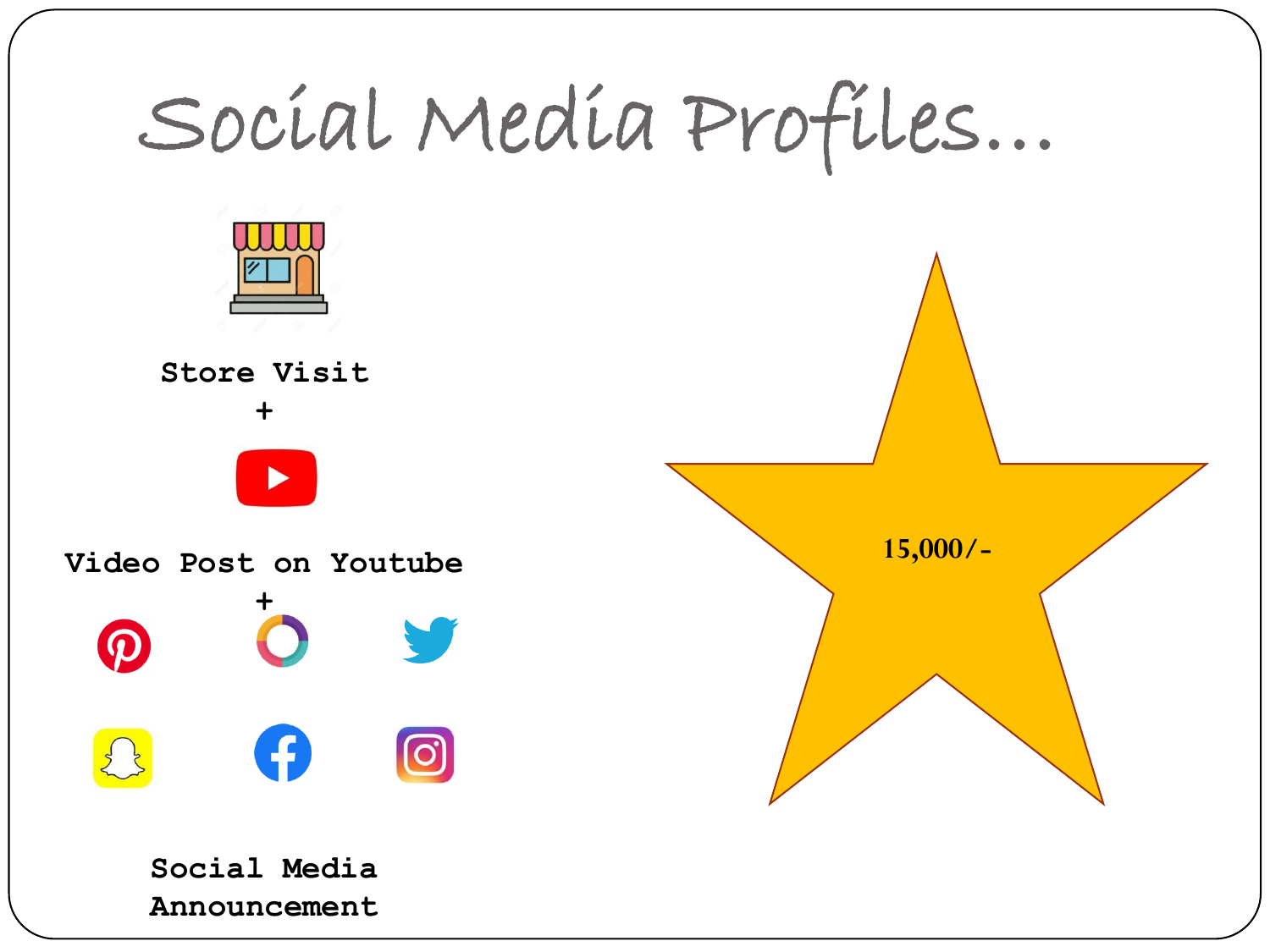# Social Media Profiles...

Store Visit

+

Video Post on Youtube

+

Social Media Announcement

15,000/-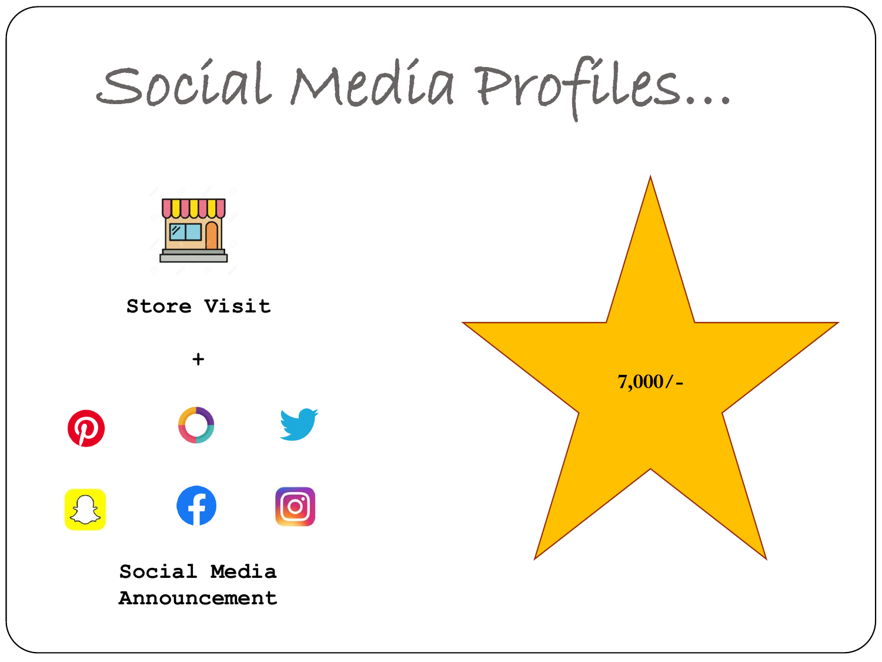# Social Media Profiles...

**Store Visit**

**+**

**Social Media Announcement**

**7,000/-**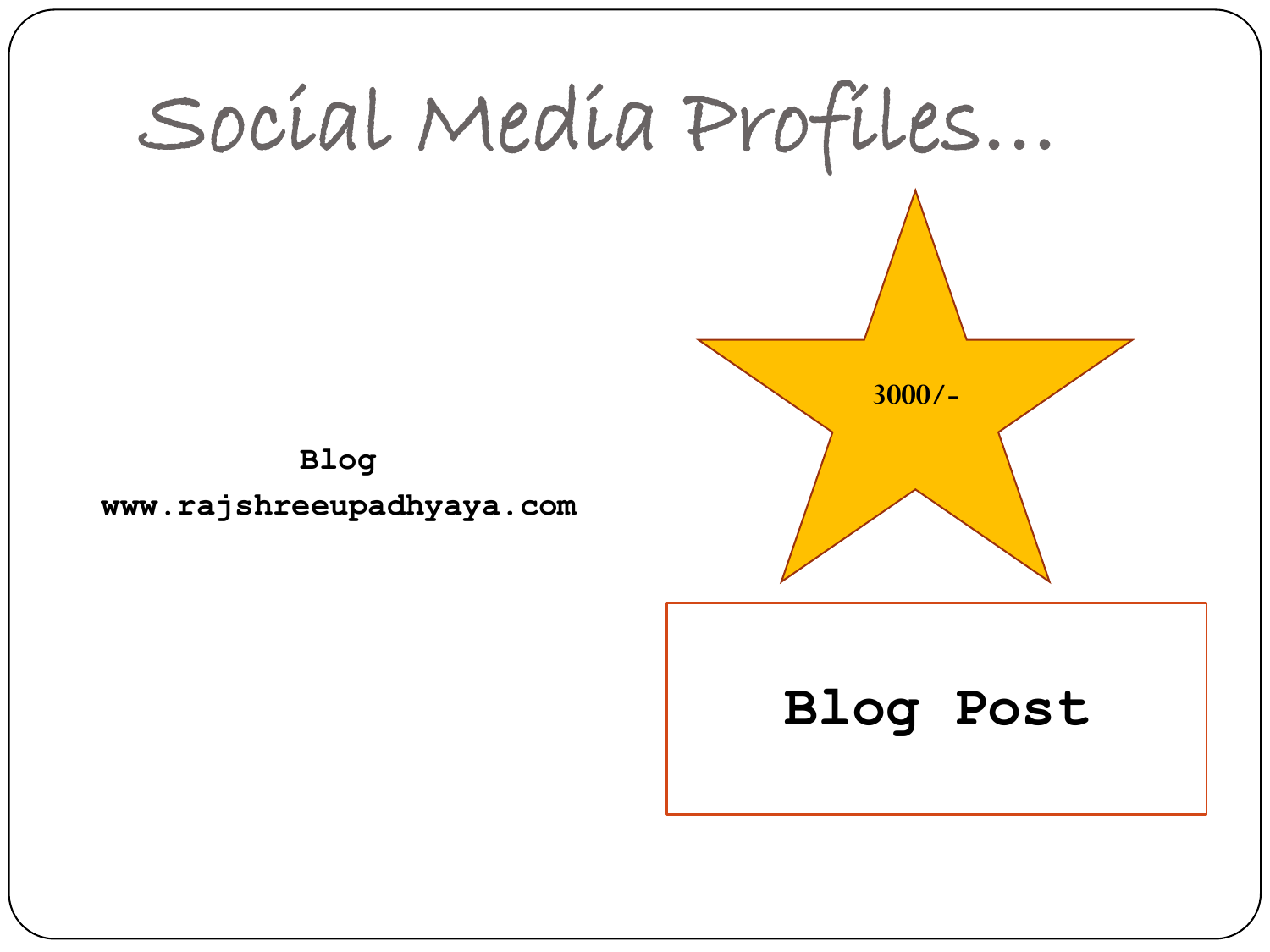# Social Media Profiles…

Blog

www.rajshreeupadhyaya.com

3000/-

**Blog Post**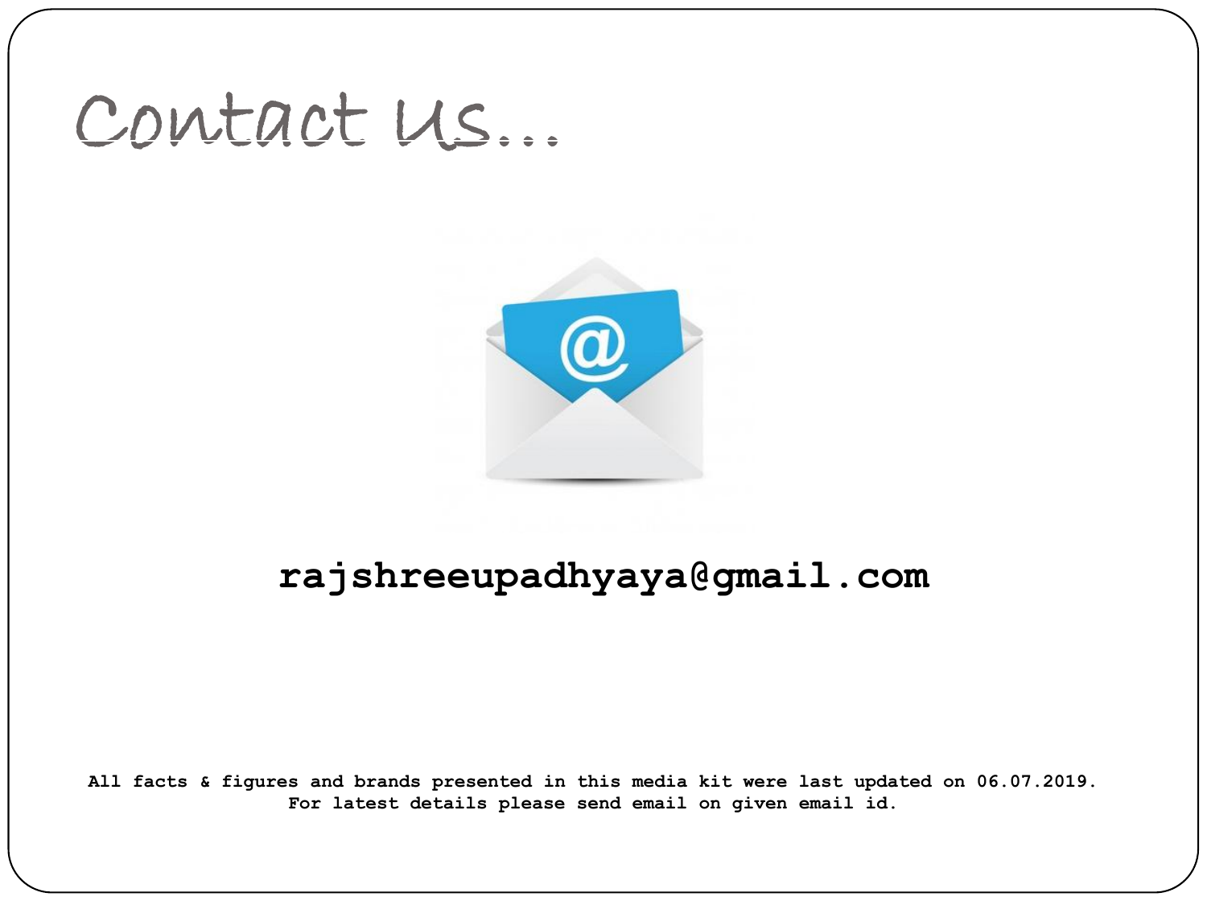# Contact Us…

**rajshreeupadhyaya@gmail.com**

**All facts & figures and brands presented in this media kit were last updated on 06.07.2019. For latest details please send email on given email id.**